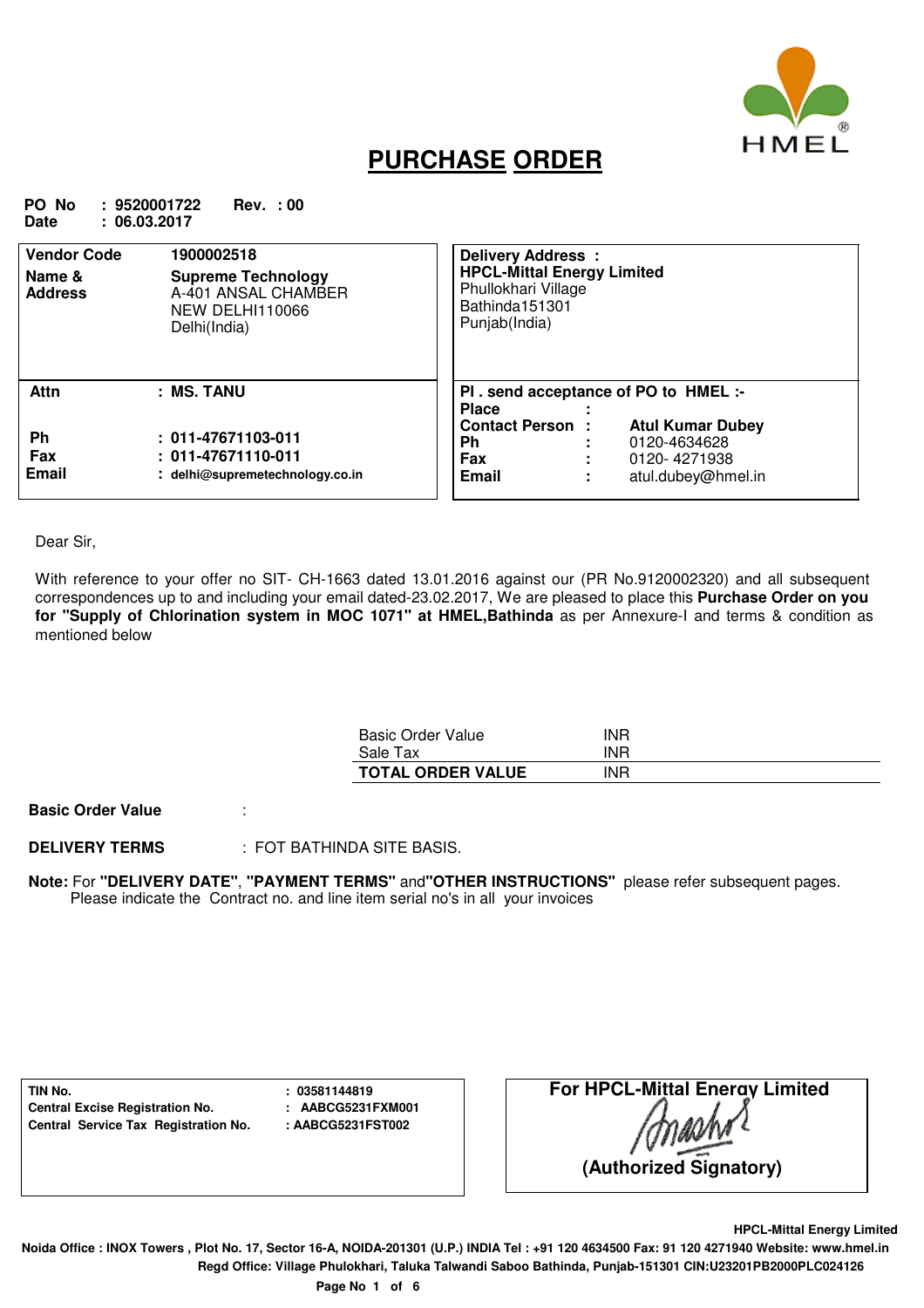# PURCHASE ORDER

**PO No** : 9520001722 **Rev.** : 00
**Date** : 06.03.2017

| | |
|---|---|
| **Vendor Code** 1900002518<br>**Name & Address** **Supreme Technology**<br>A-401 ANSAL CHAMBER<br>NEW DELHI110066<br>Delhi(India) | **Delivery Address :**<br>**HPCL-Mittal Energy Limited**<br>Phullokhari Village<br>Bathinda151301<br>Punjab(India) |
| **Attn** : **MS. TANU**<br><br>**Ph** : 011-47671103-011<br>**Fax** : 011-47671110-011<br>**Email** : delhi@supremetechnology.co.in | **Pl . send acceptance of PO to HMEL :-**<br>**Place** :<br>**Contact Person** : **Atul Kumar Dubey**<br>**Ph** : 0120-4634628<br>**Fax** : 0120- 4271938<br>**Email** : atul.dubey@hmel.in |

Dear Sir,

With reference to your offer no SIT- CH-1663 dated 13.01.2016 against our (PR No.9120002320) and all subsequent correspondences up to and including your email dated-23.02.2017, We are pleased to place this **Purchase Order on you for "Supply of Chlorination system in MOC 1071" at HMEL,Bathinda** as per Annexure-I and terms & condition as mentioned below

| | | |
|---|---|---|
| Basic Order Value | INR | |
| Sale Tax | INR | |
| **TOTAL ORDER VALUE** | INR | |

**Basic Order Value** :

**DELIVERY TERMS** : FOT BATHINDA SITE BASIS.

**Note:** For **"DELIVERY DATE"**, **"PAYMENT TERMS"** and **"OTHER INSTRUCTIONS"** please refer subsequent pages.
Please indicate the Contract no. and line item serial no's in all your invoices

| | |
|---|---|
| **TIN No.** | : 03581144819 |
| **Central Excise Registration No.** | : AABCG5231FXM001 |
| **Central Service Tax Registration No.** | : AABCG5231FST002 |

**For HPCL-Mittal Energy Limited**

**(Authorized Signatory)**

**HPCL-Mittal Energy Limited**
**Noida Office : INOX Towers , Plot No. 17, Sector 16-A, NOIDA-201301 (U.P.) INDIA Tel : +91 120 4634500 Fax: 91 120 4271940 Website: www.hmel.in**
**Regd Office: Village Phulokhari, Taluka Talwandi Saboo Bathinda, Punjab-151301 CIN:U23201PB2000PLC024126**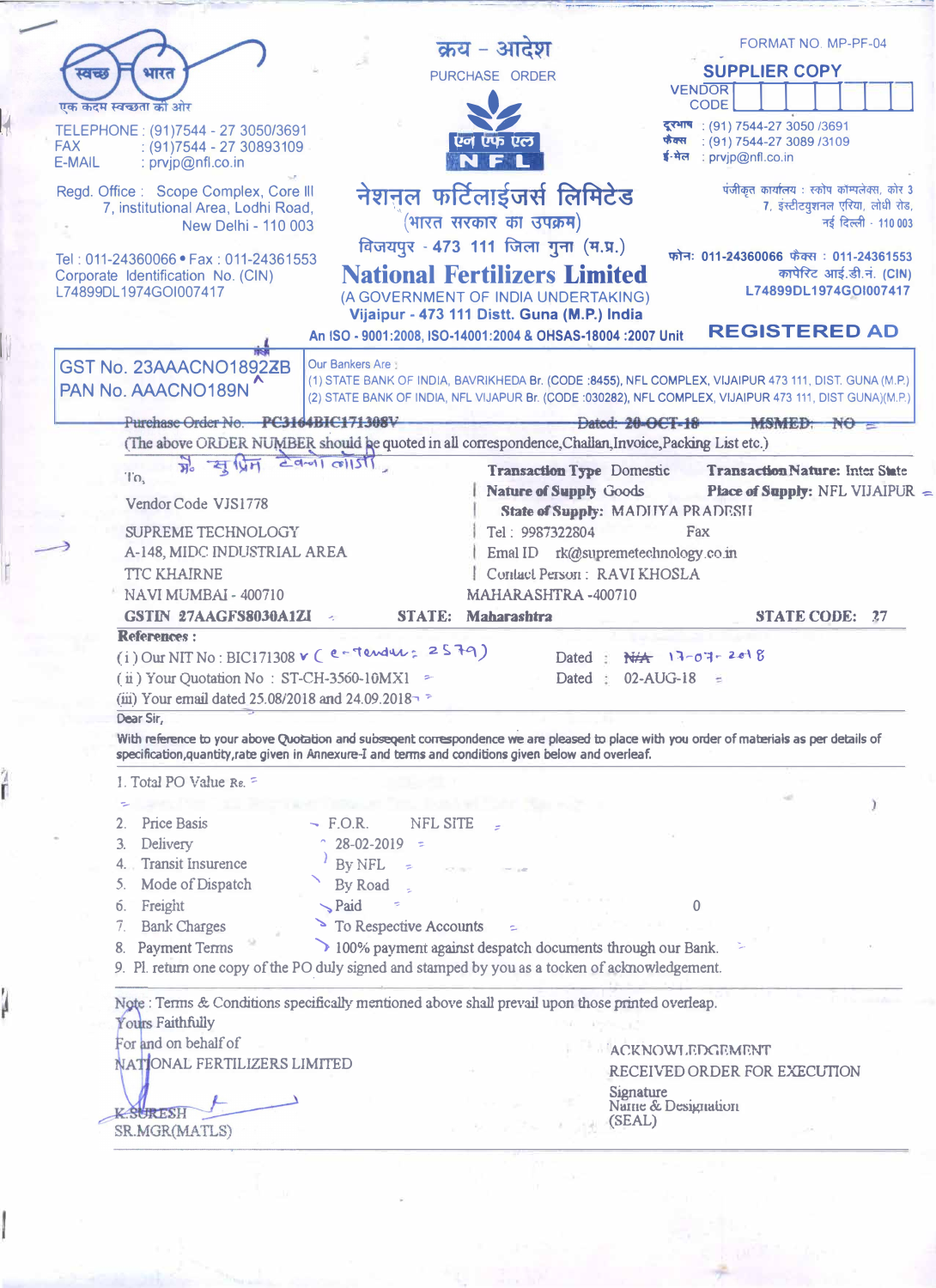स्वच्छ भारत
एक कदम स्वच्छता की ओर

TELEPHONE : (91)7544 - 27 3050/3691
FAX : (91)7544 - 27 30893109
E-MAIL : prvjp@nfl.co.in

Regd. Office : Scope Complex, Core III
7, institutional Area, Lodhi Road,
New Delhi - 110 003

Tel : 011-24360066 • Fax : 011-24361553
Corporate Identification No. (CIN)
L74899DL1974GOI007417

# क्रय - आदेश
## PURCHASE ORDER

एन एफ एल
N F L

# नेशनल फर्टिलाईजर्स लिमिटेड
(भारत सरकार का उपक्रम)
विजयपुर - 473 111 जिला गुना (म.प्र.)

# National Fertilizers Limited
(A GOVERNMENT OF INDIA UNDERTAKING)
Vijaipur - 473 111 Distt. Guna (M.P.) India
An ISO - 9001:2008, ISO-14001:2004 & OHSAS-18004 :2007 Unit

FORMAT NO. MP-PF-04

**SUPPLIER COPY**

VENDOR CODE

दूरभाष : (91) 7544-27 3050 /3691
फैक्स : (91) 7544-27 3089 /3109
ई-मेल : prvjp@nfl.co.in

पंजीकृत कार्यालय : स्कोप कॉम्पलेक्स, कोर 3
7, इंस्टीट्युशनल एरिया, लोधी रोड,
नई दिल्ली - 110 003

फोन: 011-24360066 फैक्स : 011-24361553
कार्पोरेट आई.डी.नं. (CIN)
L74899DL1974GOI007417

**REGISTERED AD**

GST No. 23AAACNO1892ZB
PAN No. AAACNO189N

Our Bankers Are :
(1) STATE BANK OF INDIA, BAVRIKHEDA Br. (CODE :8455), NFL COMPLEX, VIJAIPUR 473 111, DIST. GUNA (M.P.)
(2) STATE BANK OF INDIA, NFL VIJAPUR Br. (CODE :030282), NFL COMPLEX, VIJAIPUR 473 111, DIST GUNA)(M.P.)

Purchase Order No. PC3164BIC171308V Dated: 20-OCT-18 MSMED: NO

(The above ORDER NUMBER should be quoted in all correspondence,Challan,Invoice,Packing List etc.)

To, मे. सुप्रिम टेक्नोलॉजी

Vendor Code VJS1778

SUPREME TECHNOLOGY
A-148, MIDC INDUSTRIAL AREA
TTC KHAIRNE
NAVI MUMBAI - 400710

**Transaction Type** Domestic
**Nature of Supply** Goods
**State of Supply:** MADHYA PRADESH
Tel : 9987322804 Fax
Emal ID rk@supremetechnology.co.in
Contact Person : RAVI KHOSLA
MAHARASHTRA -400710

**Transaction Nature:** Inter State
**Place of Supply:** NFL VIJAIPUR

**GSTIN 27AAGFS8030A1ZI** **STATE: Maharashtra** **STATE CODE: 27**

**References :**

(i) Our NIT No : BIC171308 (e-Tender: 2579) Dated : ~~N/A~~ 17-07-2018
(ii) Your Quotation No : ST-CH-3560-10MX1 Dated : 02-AUG-18
(iii) Your email dated 25.08/2018 and 24.09.2018

Dear Sir,

With reference to your above Quotation and subsequent correspondence we are pleased to place with you order of materials as per details of specification,quantity,rate given in Annexure-I and terms and conditions given below and overleaf.

1. Total PO Value Rs.
2. Price Basis F.O.R. NFL SITE
3. Delivery 28-02-2019
4. Transit Insurence By NFL
5. Mode of Dispatch By Road
6. Freight Paid 0
7. Bank Charges To Respective Accounts
8. Payment Terms 100% payment against despatch documents through our Bank.
9. Pl. return one copy of the PO duly signed and stamped by you as a tocken of acknowledgement.

Note : Terms & Conditions specifically mentioned above shall prevail upon those printed overleap.

Yours Faithfully
For and on behalf of
NATIONAL FERTILIZERS LIMITED

K.SURESH
SR.MGR(MATLS)

ACKNOWLEDGEMENT
RECEIVED ORDER FOR EXECUTION
Signature
Name & Designation
(SEAL)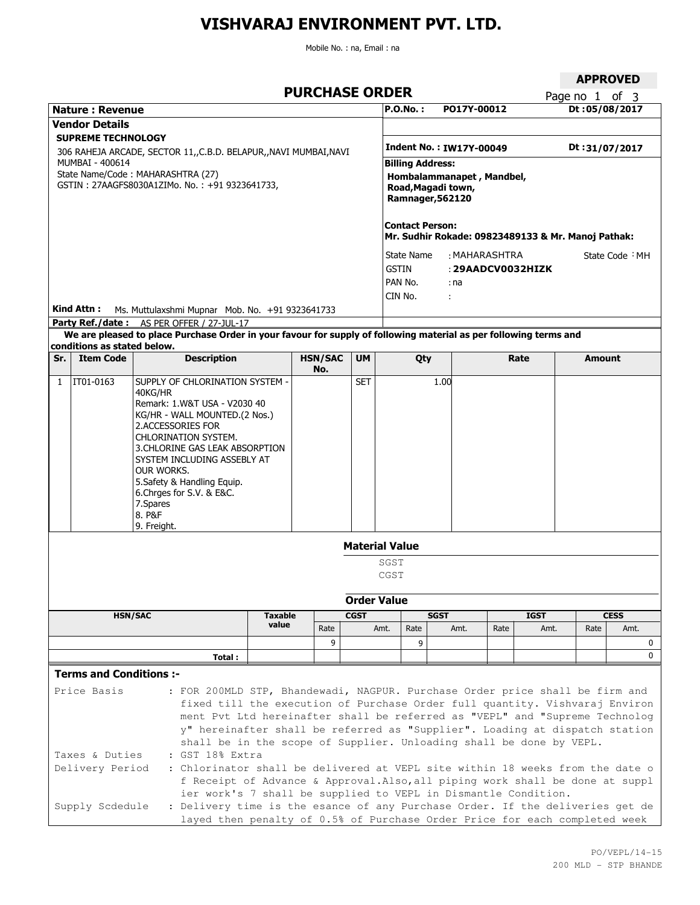# VISHVARAJ ENVIRONMENT PVT. LTD.

Mobile No. : na, Email : na

**APPROVED**

## PURCHASE ORDER

| | |
|---|---|
| **Nature : Revenue** | **P.O.No. : PO17Y-00012** **Dt : 05/08/2017** |
| **Vendor Details** | |
| **SUPREME TECHNOLOGY**<br>306 RAHEJA ARCADE, SECTOR 11,,C.B.D. BELAPUR,,NAVI MUMBAI,NAVI MUMBAI - 400614<br>State Name/Code : MAHARASHTRA (27)<br>GSTIN : 27AAGFS8030A1ZIMo. No. : +91 9323641733, | **Indent No. : IW17Y-00049** **Dt : 31/07/2017**<br>**Billing Address:**<br>**Hombalammanapet , Mandbel, Road,Magadi town, Ramnager,562120**<br>**Contact Person:**<br>**Mr. Sudhir Rokade: 09823489133 & Mr. Manoj Pathak:**<br>State Name : MAHARASHTRA State Code : MH<br>GSTIN : **29AADCV0032HIZK**<br>PAN No. : na<br>CIN No. : |
| **Kind Attn :** Ms. Muttulaxshmi Mupnar Mob. No. +91 9323641733 | |
| **Party Ref./date :** AS PER OFFER / 27-JUL-17 | |

**We are pleased to place Purchase Order in your favour for supply of following material as per following terms and conditions as stated below.**

| Sr. | Item Code | Description | HSN/SAC No. | UM | Qty | Rate | Amount |
|---|---|---|---|---|---|---|---|
| 1 | IT01-0163 | SUPPLY OF CHLORINATION SYSTEM - 40KG/HR<br>Remark: 1.W&T USA - V2030 40 KG/HR - WALL MOUNTED.(2 Nos.)<br>2.ACCESSORIES FOR CHLORINATION SYSTEM.<br>3.CHLORINE GAS LEAK ABSORPTION SYSTEM INCLUDING ASSEBLY AT OUR WORKS.<br>5.Safety & Handling Equip.<br>6.Chrges for S.V. & E&C.<br>7.Spares<br>8. P&F<br>9. Freight. | | SET | 1.00 | | |

**Material Value**

SGST

CGST

**Order Value**

| HSN/SAC | Taxable value | CGST | | SGST | | IGST | | CESS | |
|---|---|---|---|---|---|---|---|---|---|
| | | Rate | Amt. | Rate | Amt. | Rate | Amt. | Rate | Amt. |
| | | 9 | | 9 | | | | | 0 |
| **Total :** | | | | | | | | | 0 |

### Terms and Conditions :-

| | |
|---|---|
| Price Basis | : FOR 200MLD STP, Bhandewadi, NAGPUR. Purchase Order price shall be firm and fixed till the execution of Purchase Order full quantity. Vishvaraj Environ ment Pvt Ltd hereinafter shall be referred as "VEPL" and "Supreme Technolog y" hereinafter shall be referred as "Supplier". Loading at dispatch station shall be in the scope of Supplier. Unloading shall be done by VEPL. |
| Taxes & Duties | : GST 18% Extra |
| Delivery Period | : Chlorinator shall be delivered at VEPL site within 18 weeks from the date o f Receipt of Advance & Approval.Also,all piping work shall be done at suppl ier work's 7 shall be supplied to VEPL in Dismantle Condition. |
| Supply Scdedule | : Delivery time is the esance of any Purchase Order. If the deliveries get de layed then penalty of 0.5% of Purchase Order Price for each completed week |

PO/VEPL/14-15
200 MLD - STP BHANDE